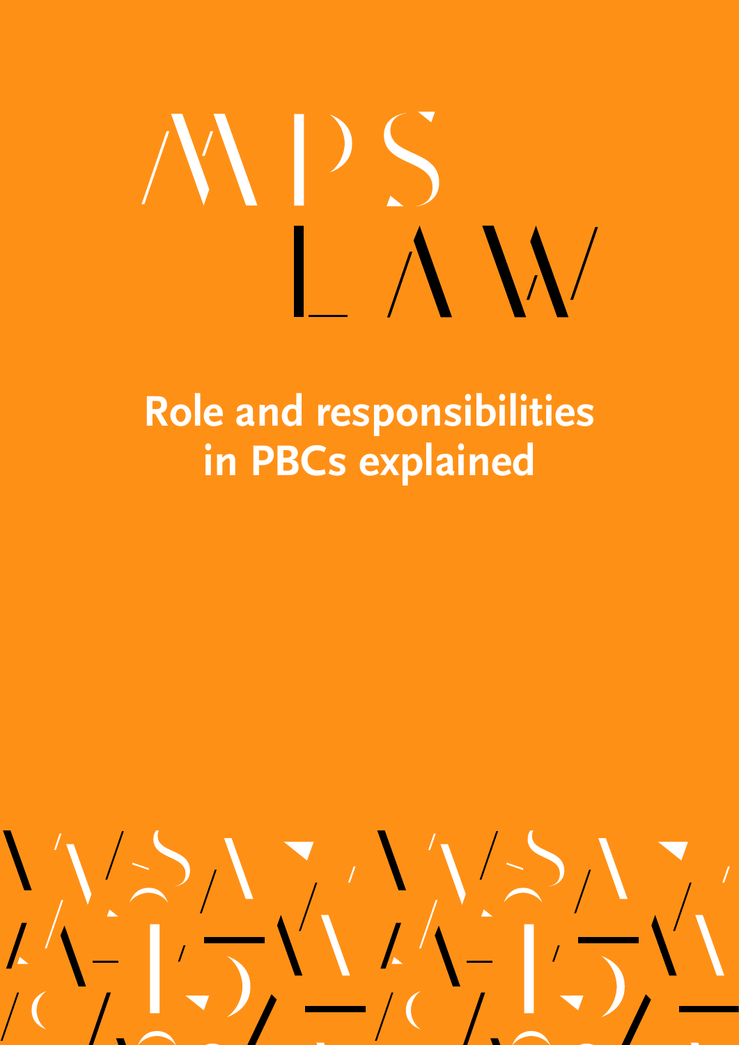# MPS LAW

## Role and responsibilities in PBCs explained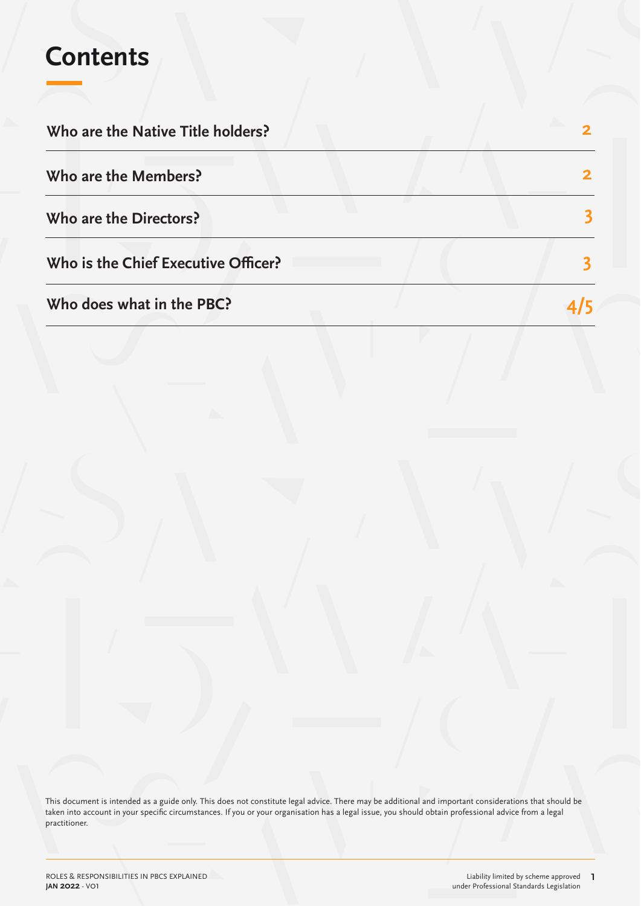# Contents

| | |
|---|---|
| **Who are the Native Title holders?** | 2 |
| **Who are the Members?** | 2 |
| **Who are the Directors?** | 3 |
| **Who is the Chief Executive Officer?** | 3 |
| **Who does what in the PBC?** | 4/5 |

This document is intended as a guide only. This does not constitute legal advice. There may be additional and important considerations that should be taken into account in your specific circumstances. If you or your organisation has a legal issue, you should obtain professional advice from a legal practitioner.

Liability limited by scheme approved under Professional Standards Legislation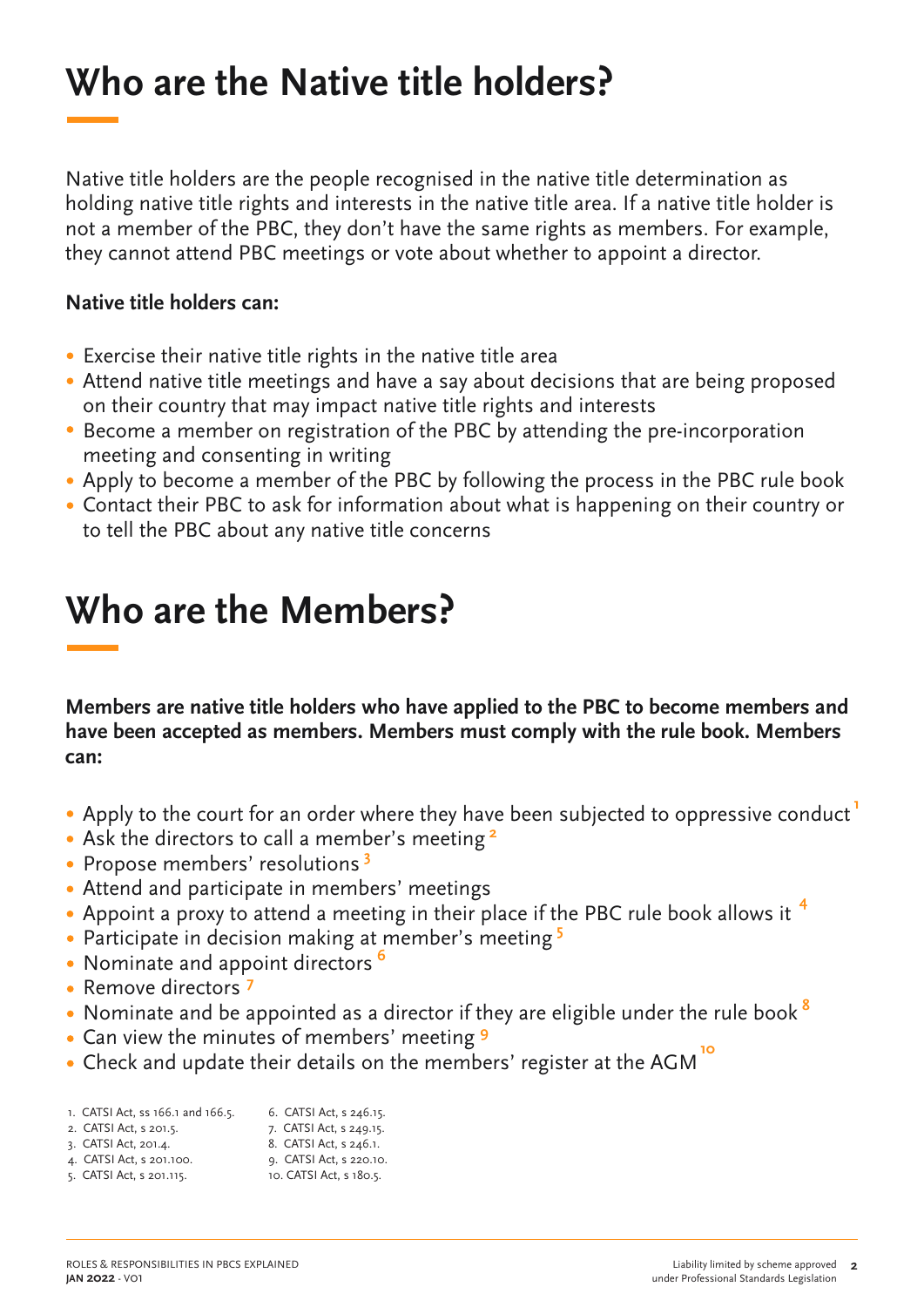# Who are the Native title holders?

Native title holders are the people recognised in the native title determination as holding native title rights and interests in the native title area. If a native title holder is not a member of the PBC, they don't have the same rights as members. For example, they cannot attend PBC meetings or vote about whether to appoint a director.

**Native title holders can:**

- Exercise their native title rights in the native title area
- Attend native title meetings and have a say about decisions that are being proposed on their country that may impact native title rights and interests
- Become a member on registration of the PBC by attending the pre-incorporation meeting and consenting in writing
- Apply to become a member of the PBC by following the process in the PBC rule book
- Contact their PBC to ask for information about what is happening on their country or to tell the PBC about any native title concerns

# Who are the Members?

**Members are native title holders who have applied to the PBC to become members and have been accepted as members. Members must comply with the rule book. Members can:**

- Apply to the court for an order where they have been subjected to oppressive conduct [1]
- Ask the directors to call a member's meeting [2]
- Propose members' resolutions [3]
- Attend and participate in members' meetings
- Appoint a proxy to attend a meeting in their place if the PBC rule book allows it [4]
- Participate in decision making at member's meeting [5]
- Nominate and appoint directors [6]
- Remove directors [7]
- Nominate and be appointed as a director if they are eligible under the rule book [8]
- Can view the minutes of members' meeting [9]
- Check and update their details on the members' register at the AGM [10]

1. CATSI Act, ss 166.1 and 166.5.
2. CATSI Act, s 201.5.
3. CATSI Act, 201.4.
4. CATSI Act, s 201.100.
5. CATSI Act, s 201.115.
6. CATSI Act, s 246.15.
7. CATSI Act, s 249.15.
8. CATSI Act, s 246.1.
9. CATSI Act, s 220.10.
10. CATSI Act, s 180.5.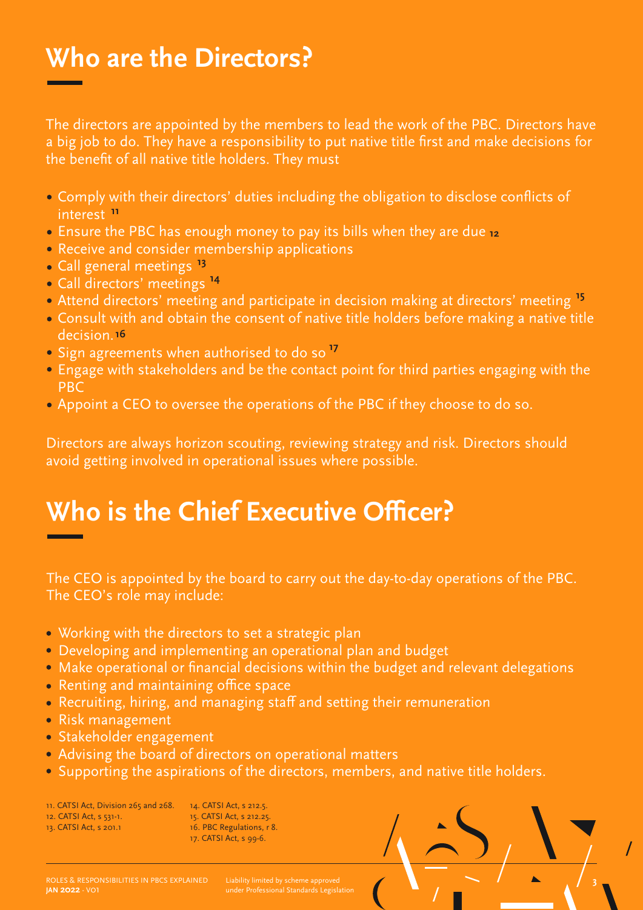# Who are the Directors?

The directors are appointed by the members to lead the work of the PBC. Directors have a big job to do. They have a responsibility to put native title first and make decisions for the benefit of all native title holders. They must

- Comply with their directors' duties including the obligation to disclose conflicts of interest [11]
- Ensure the PBC has enough money to pay its bills when they are due [12]
- Receive and consider membership applications
- Call general meetings [13]
- Call directors' meetings [14]
- Attend directors' meeting and participate in decision making at directors' meeting [15]
- Consult with and obtain the consent of native title holders before making a native title decision.[16]
- Sign agreements when authorised to do so [17]
- Engage with stakeholders and be the contact point for third parties engaging with the PBC
- Appoint a CEO to oversee the operations of the PBC if they choose to do so.

Directors are always horizon scouting, reviewing strategy and risk. Directors should avoid getting involved in operational issues where possible.

# Who is the Chief Executive Officer?

The CEO is appointed by the board to carry out the day-to-day operations of the PBC. The CEO's role may include:

- Working with the directors to set a strategic plan
- Developing and implementing an operational plan and budget
- Make operational or financial decisions within the budget and relevant delegations
- Renting and maintaining office space
- Recruiting, hiring, and managing staff and setting their remuneration
- Risk management
- Stakeholder engagement
- Advising the board of directors on operational matters
- Supporting the aspirations of the directors, members, and native title holders.

11. CATSI Act, Division 265 and 268.
12. CATSI Act, s 531-1.
13. CATSI Act, s 201.1
14. CATSI Act, s 212.5.
15. CATSI Act, s 212.25.
16. PBC Regulations, r 8.
17. CATSI Act, s 99-6.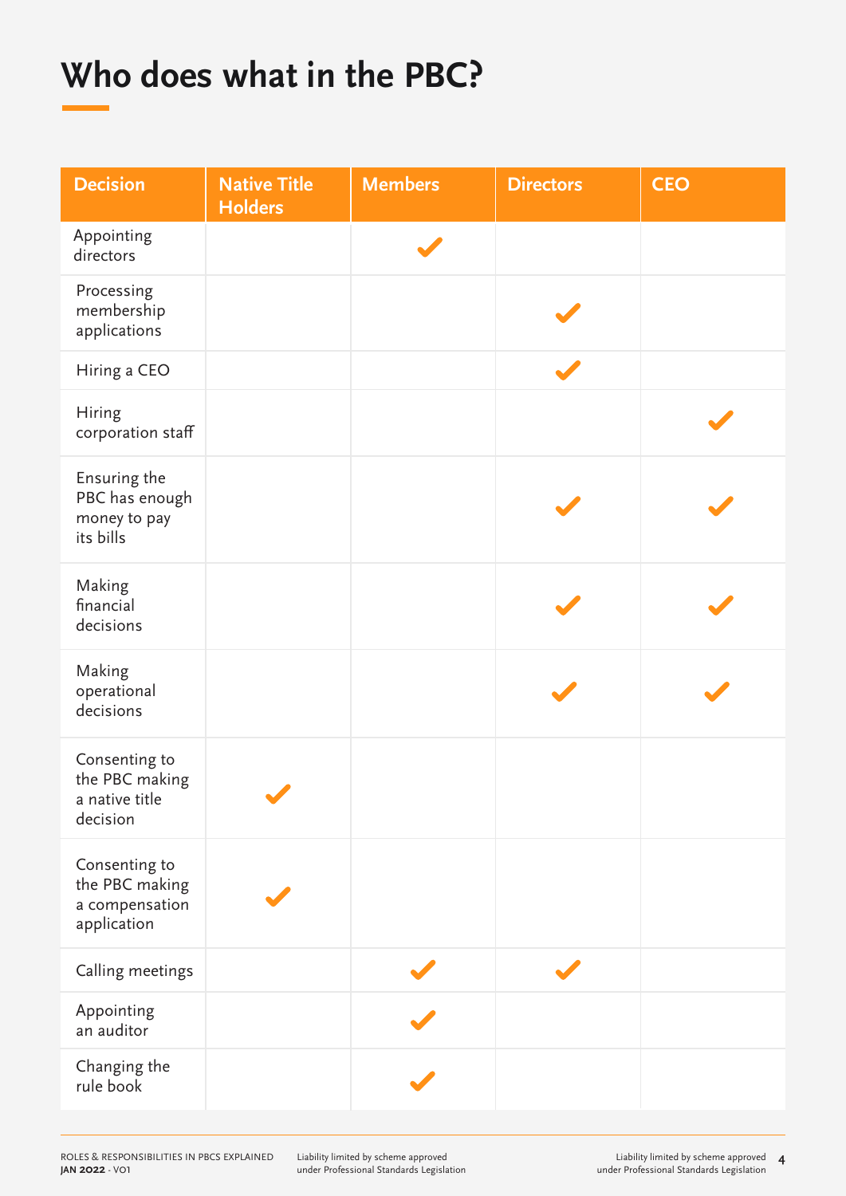# Who does what in the PBC?

| Decision | Native Title Holders | Members | Directors | CEO |
|---|---|---|---|---|
| Appointing directors | | ✓ | | |
| Processing membership applications | | | ✓ | |
| Hiring a CEO | | | ✓ | |
| Hiring corporation staff | | | | ✓ |
| Ensuring the PBC has enough money to pay its bills | | | ✓ | ✓ |
| Making financial decisions | | | ✓ | ✓ |
| Making operational decisions | | | ✓ | ✓ |
| Consenting to the PBC making a native title decision | ✓ | | | |
| Consenting to the PBC making a compensation application | ✓ | | | |
| Calling meetings | | ✓ | ✓ | |
| Appointing an auditor | | ✓ | | |
| Changing the rule book | | ✓ | | |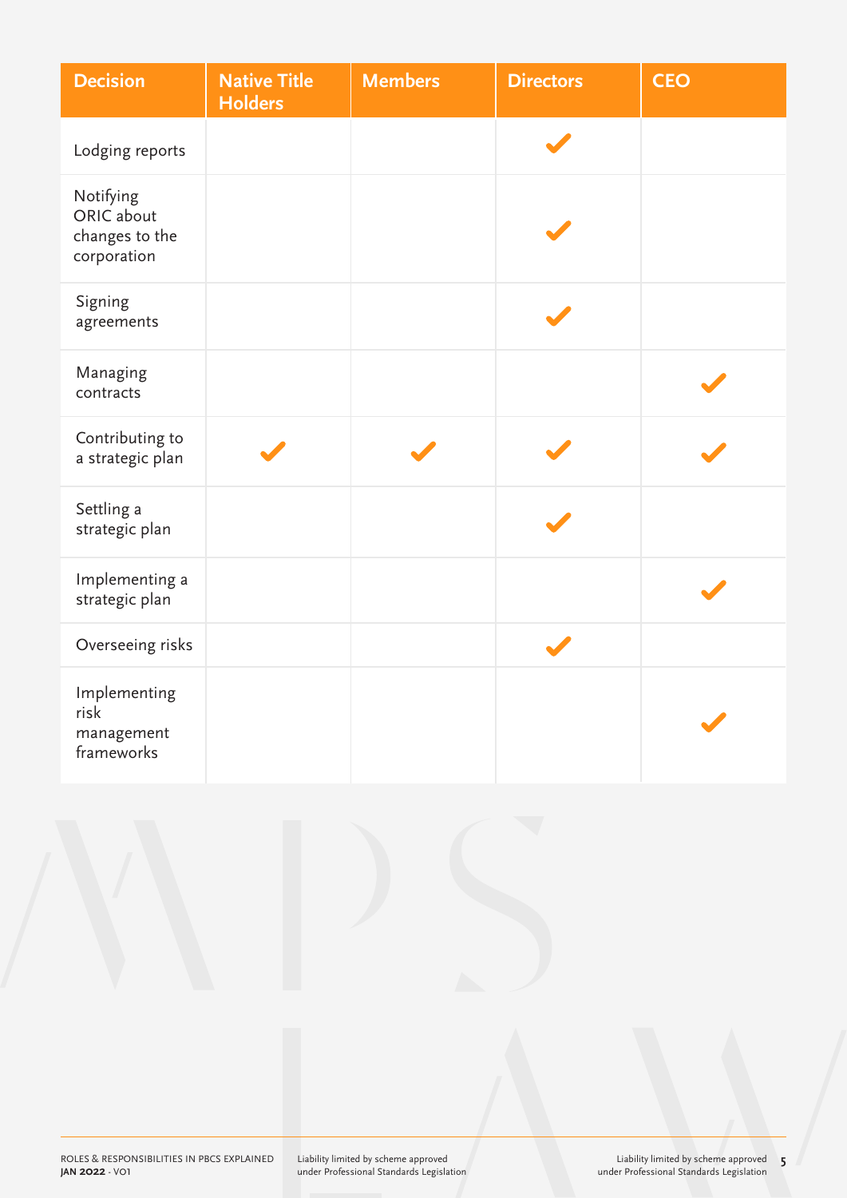| Decision | Native Title Holders | Members | Directors | CEO |
|---|---|---|---|---|
| Lodging reports | | | ✓ | |
| Notifying ORIC about changes to the corporation | | | ✓ | |
| Signing agreements | | | ✓ | |
| Managing contracts | | | | ✓ |
| Contributing to a strategic plan | ✓ | ✓ | ✓ | ✓ |
| Settling a strategic plan | | | ✓ | |
| Implementing a strategic plan | | | | ✓ |
| Overseeing risks | | | ✓ | |
| Implementing risk management frameworks | | | | ✓ |